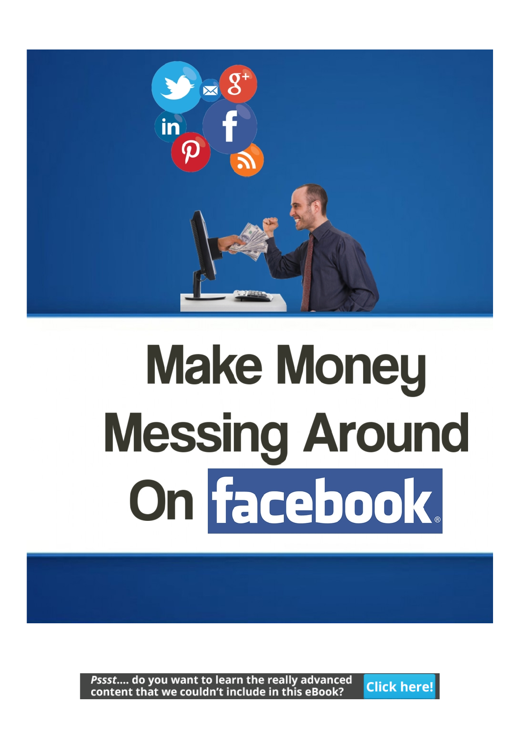# Make Money Messing Around On facebook

*Pssst*.... do you want to learn the really advanced content that we couldn't include in this eBook? **Click here!**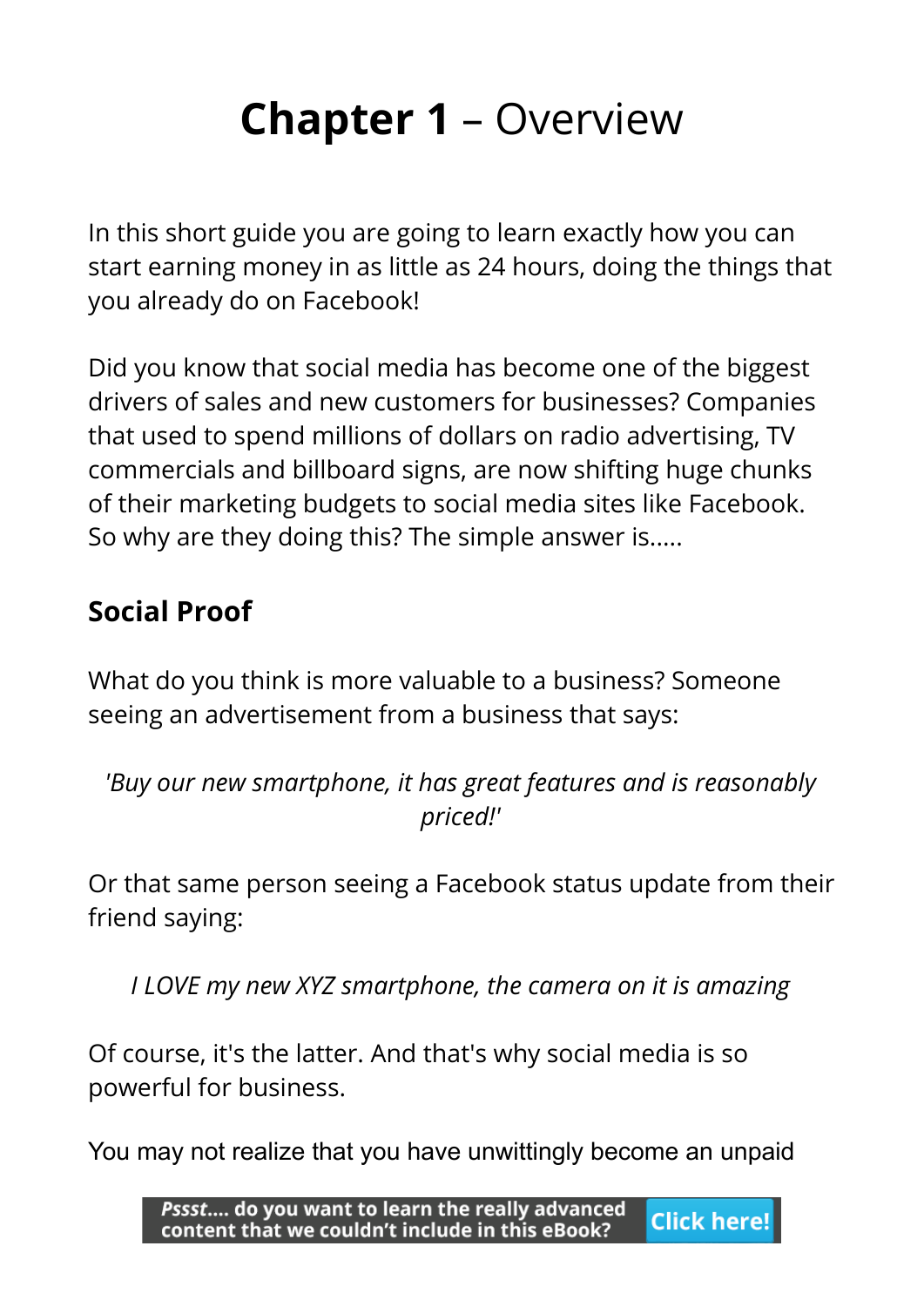# **Chapter 1** – Overview

In this short guide you are going to learn exactly how you can start earning money in as little as 24 hours, doing the things that you already do on Facebook!

Did you know that social media has become one of the biggest drivers of sales and new customers for businesses? Companies that used to spend millions of dollars on radio advertising, TV commercials and billboard signs, are now shifting huge chunks of their marketing budgets to social media sites like Facebook. So why are they doing this? The simple answer is.....

## Social Proof

What do you think is more valuable to a business? Someone seeing an advertisement from a business that says:

*'Buy our new smartphone, it has great features and is reasonably priced!'*

Or that same person seeing a Facebook status update from their friend saying:

*I LOVE my new XYZ smartphone, the camera on it is amazing*

Of course, it's the latter. And that's why social media is so powerful for business.

You may not realize that you have unwittingly become an unpaid

*Pssst....* do you want to learn the really advanced content that we couldn't include in this eBook? **Click here!**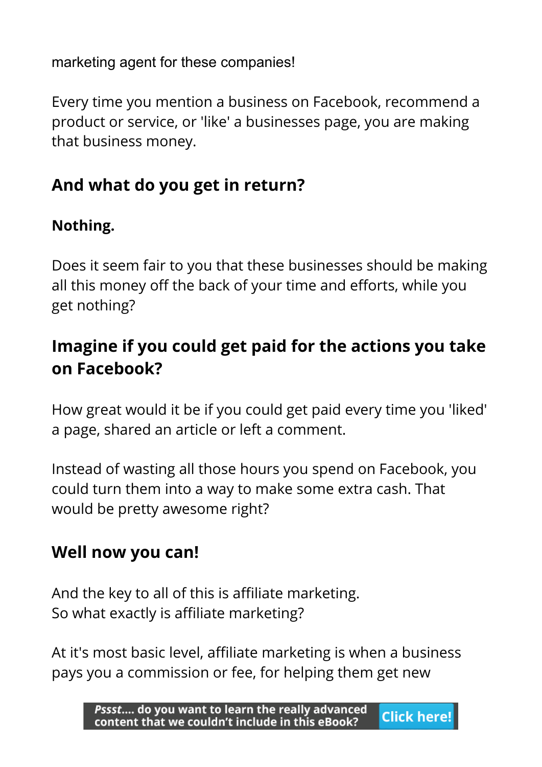marketing agent for these companies!

Every time you mention a business on Facebook, recommend a product or service, or 'like' a businesses page, you are making that business money.

### And what do you get in return?

**Nothing.**

Does it seem fair to you that these businesses should be making all this money off the back of your time and efforts, while you get nothing?

### Imagine if you could get paid for the actions you take on Facebook?

How great would it be if you could get paid every time you 'liked' a page, shared an article or left a comment.

Instead of wasting all those hours you spend on Facebook, you could turn them into a way to make some extra cash. That would be pretty awesome right?

### Well now you can!

And the key to all of this is affiliate marketing.
So what exactly is affiliate marketing?

At it's most basic level, affiliate marketing is when a business pays you a commission or fee, for helping them get new

***Pssst....* do you want to learn the really advanced content that we couldn't include in this eBook?** **Click here!**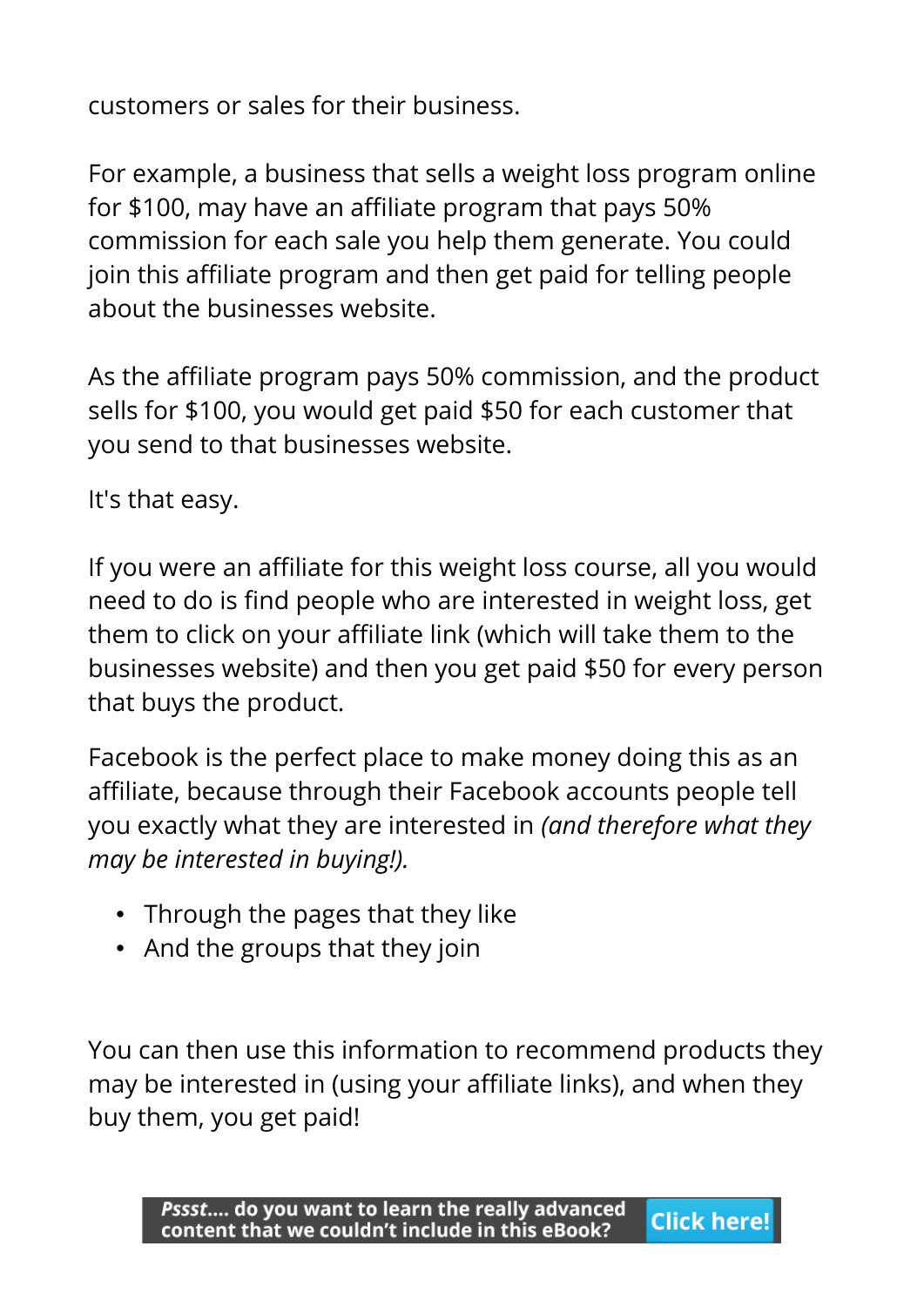customers or sales for their business.

For example, a business that sells a weight loss program online for $100, may have an affiliate program that pays 50% commission for each sale you help them generate. You could join this affiliate program and then get paid for telling people about the businesses website.

As the affiliate program pays 50% commission, and the product sells for $100, you would get paid $50 for each customer that you send to that businesses website.

It's that easy.

If you were an affiliate for this weight loss course, all you would need to do is find people who are interested in weight loss, get them to click on your affiliate link (which will take them to the businesses website) and then you get paid $50 for every person that buys the product.

Facebook is the perfect place to make money doing this as an affiliate, because through their Facebook accounts people tell you exactly what they are interested in *(and therefore what they may be interested in buying!).*

- Through the pages that they like
- And the groups that they join

You can then use this information to recommend products they may be interested in (using your affiliate links), and when they buy them, you get paid!

***Pssst....* do you want to learn the really advanced content that we couldn't include in this eBook?** **Click here!**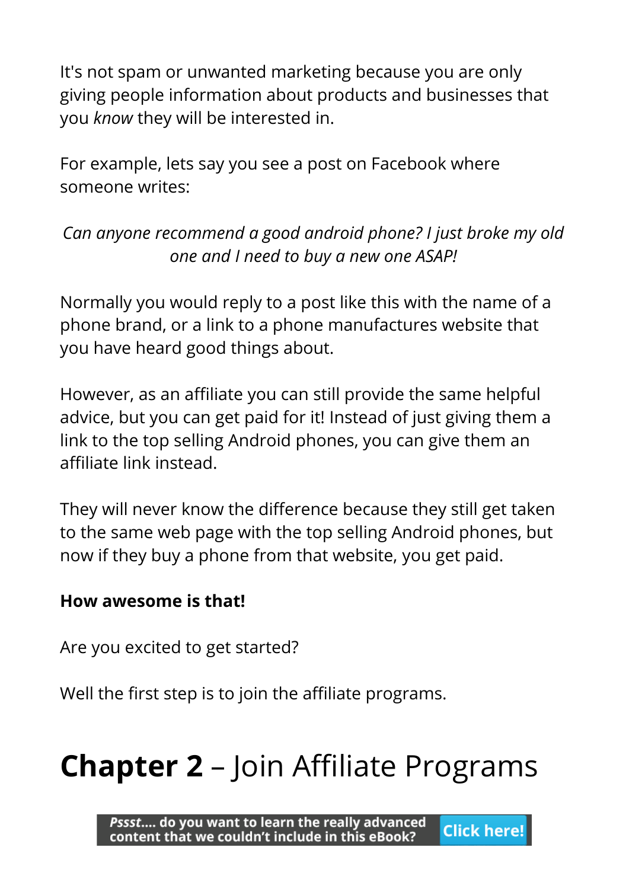It's not spam or unwanted marketing because you are only giving people information about products and businesses that you *know* they will be interested in.

For example, lets say you see a post on Facebook where someone writes:

*Can anyone recommend a good android phone? I just broke my old one and I need to buy a new one ASAP!*

Normally you would reply to a post like this with the name of a phone brand, or a link to a phone manufactures website that you have heard good things about.

However, as an affiliate you can still provide the same helpful advice, but you can get paid for it! Instead of just giving them a link to the top selling Android phones, you can give them an affiliate link instead.

They will never know the difference because they still get taken to the same web page with the top selling Android phones, but now if they buy a phone from that website, you get paid.

**How awesome is that!**

Are you excited to get started?

Well the first step is to join the affiliate programs.

# **Chapter 2** – Join Affiliate Programs

***Pssst....*** **do you want to learn the really advanced content that we couldn't include in this eBook?** **Click here!**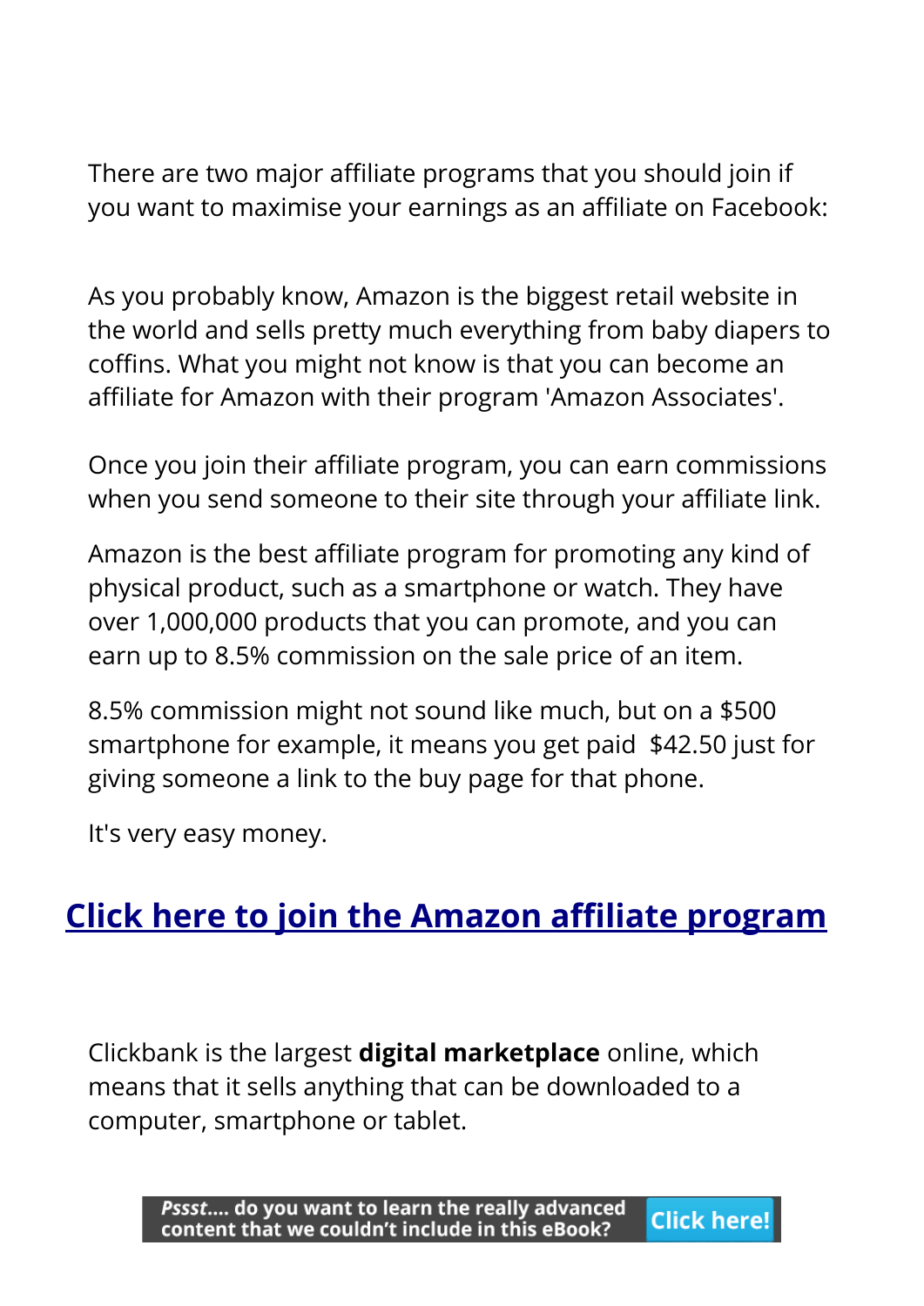There are two major affiliate programs that you should join if you want to maximise your earnings as an affiliate on Facebook:

As you probably know, Amazon is the biggest retail website in the world and sells pretty much everything from baby diapers to coffins. What you might not know is that you can become an affiliate for Amazon with their program 'Amazon Associates'.

Once you join their affiliate program, you can earn commissions when you send someone to their site through your affiliate link.

Amazon is the best affiliate program for promoting any kind of physical product, such as a smartphone or watch. They have over 1,000,000 products that you can promote, and you can earn up to 8.5% commission on the sale price of an item.

8.5% commission might not sound like much, but on a $500 smartphone for example, it means you get paid $42.50 just for giving someone a link to the buy page for that phone.

It's very easy money.

## Click here to join the Amazon affiliate program

Clickbank is the largest **digital marketplace** online, which means that it sells anything that can be downloaded to a computer, smartphone or tablet.

*Pssst*.... do you want to learn the really advanced content that we couldn't include in this eBook? **Click here!**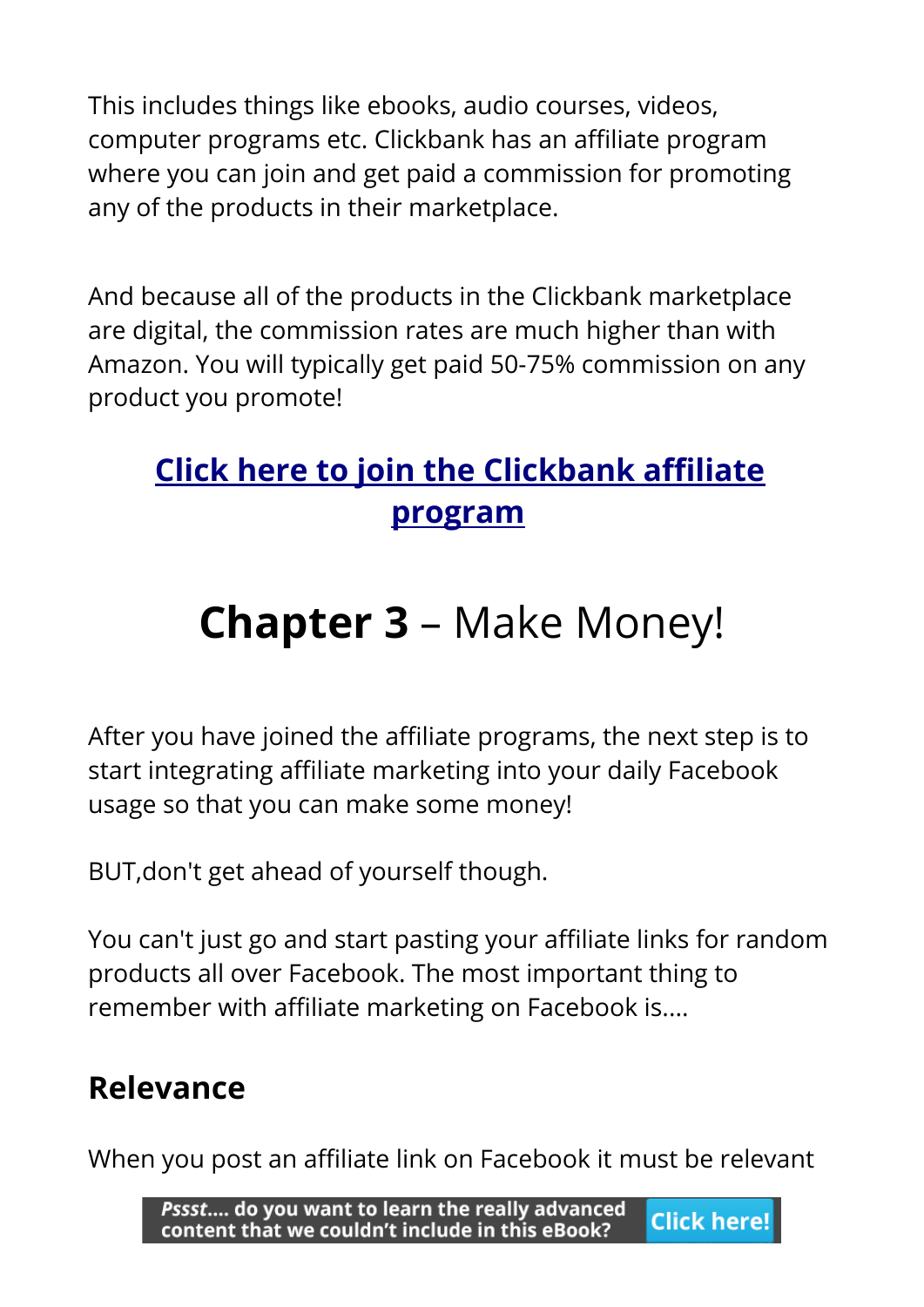This includes things like ebooks, audio courses, videos, computer programs etc. Clickbank has an affiliate program where you can join and get paid a commission for promoting any of the products in their marketplace.

And because all of the products in the Clickbank marketplace are digital, the commission rates are much higher than with Amazon. You will typically get paid 50-75% commission on any product you promote!

**Click here to join the Clickbank affiliate program**

# **Chapter 3** – Make Money!

After you have joined the affiliate programs, the next step is to start integrating affiliate marketing into your daily Facebook usage so that you can make some money!

BUT,don't get ahead of yourself though.

You can't just go and start pasting your affiliate links for random products all over Facebook. The most important thing to remember with affiliate marketing on Facebook is....

## Relevance

When you post an affiliate link on Facebook it must be relevant

*Pssst....* do you want to learn the really advanced content that we couldn't include in this eBook? **Click here!**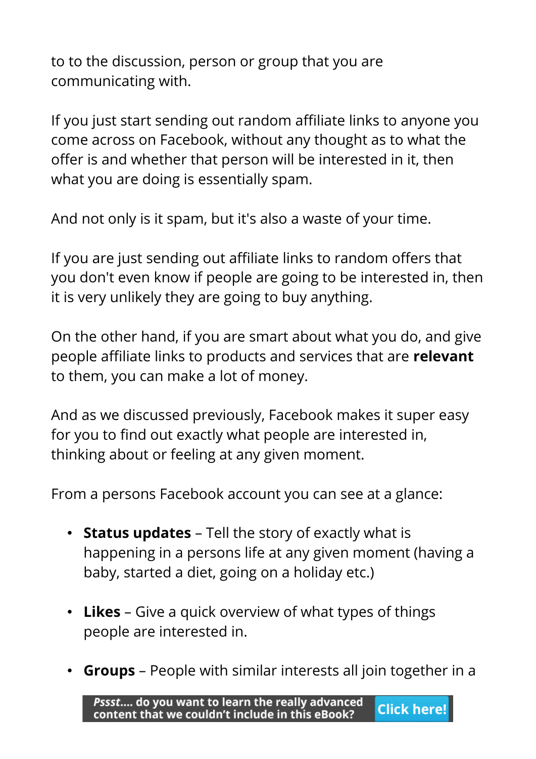to to the discussion, person or group that you are communicating with.

If you just start sending out random affiliate links to anyone you come across on Facebook, without any thought as to what the offer is and whether that person will be interested in it, then what you are doing is essentially spam.

And not only is it spam, but it's also a waste of your time.

If you are just sending out affiliate links to random offers that you don't even know if people are going to be interested in, then it is very unlikely they are going to buy anything.

On the other hand, if you are smart about what you do, and give people affiliate links to products and services that are **relevant** to them, you can make a lot of money.

And as we discussed previously, Facebook makes it super easy for you to find out exactly what people are interested in, thinking about or feeling at any given moment.

From a persons Facebook account you can see at a glance:

- **Status updates** – Tell the story of exactly what is happening in a persons life at any given moment (having a baby, started a diet, going on a holiday etc.)

- **Likes** – Give a quick overview of what types of things people are interested in.

- **Groups** – People with similar interests all join together in a

*Pssst....* do you want to learn the really advanced content that we couldn't include in this eBook? Click here!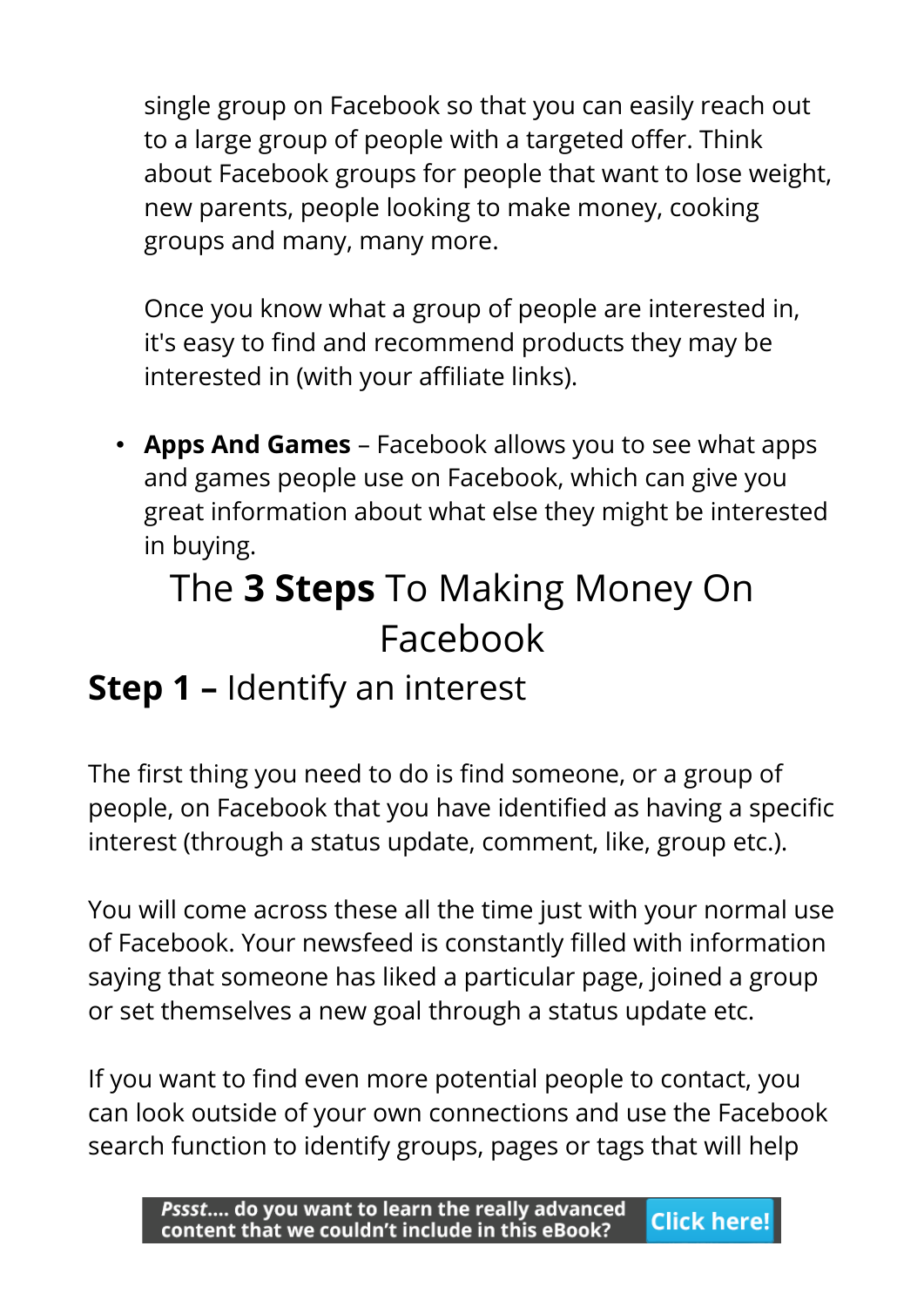single group on Facebook so that you can easily reach out to a large group of people with a targeted offer. Think about Facebook groups for people that want to lose weight, new parents, people looking to make money, cooking groups and many, many more.

Once you know what a group of people are interested in, it's easy to find and recommend products they may be interested in (with your affiliate links).

- **Apps And Games** – Facebook allows you to see what apps and games people use on Facebook, which can give you great information about what else they might be interested in buying.

# The **3 Steps** To Making Money On Facebook

## **Step 1 –** Identify an interest

The first thing you need to do is find someone, or a group of people, on Facebook that you have identified as having a specific interest (through a status update, comment, like, group etc.).

You will come across these all the time just with your normal use of Facebook. Your newsfeed is constantly filled with information saying that someone has liked a particular page, joined a group or set themselves a new goal through a status update etc.

If you want to find even more potential people to contact, you can look outside of your own connections and use the Facebook search function to identify groups, pages or tags that will help

*Pssst....* do you want to learn the really advanced content that we couldn't include in this eBook? **Click here!**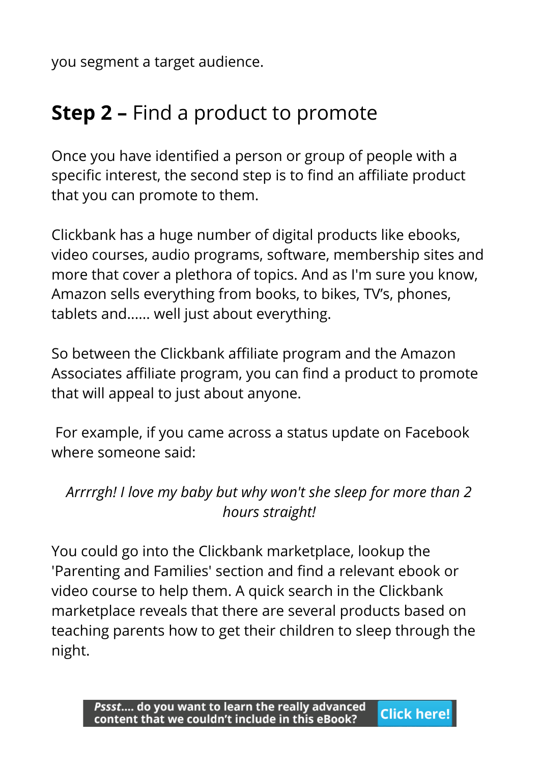you segment a target audience.

## **Step 2 –** Find a product to promote

Once you have identified a person or group of people with a specific interest, the second step is to find an affiliate product that you can promote to them.

Clickbank has a huge number of digital products like ebooks, video courses, audio programs, software, membership sites and more that cover a plethora of topics. And as I'm sure you know, Amazon sells everything from books, to bikes, TV's, phones, tablets and...... well just about everything.

So between the Clickbank affiliate program and the Amazon Associates affiliate program, you can find a product to promote that will appeal to just about anyone.

For example, if you came across a status update on Facebook where someone said:

*Arrrrgh! I love my baby but why won't she sleep for more than 2 hours straight!*

You could go into the Clickbank marketplace, lookup the 'Parenting and Families' section and find a relevant ebook or video course to help them. A quick search in the Clickbank marketplace reveals that there are several products based on teaching parents how to get their children to sleep through the night.

***Pssst....* do you want to learn the really advanced content that we couldn't include in this eBook?** **Click here!**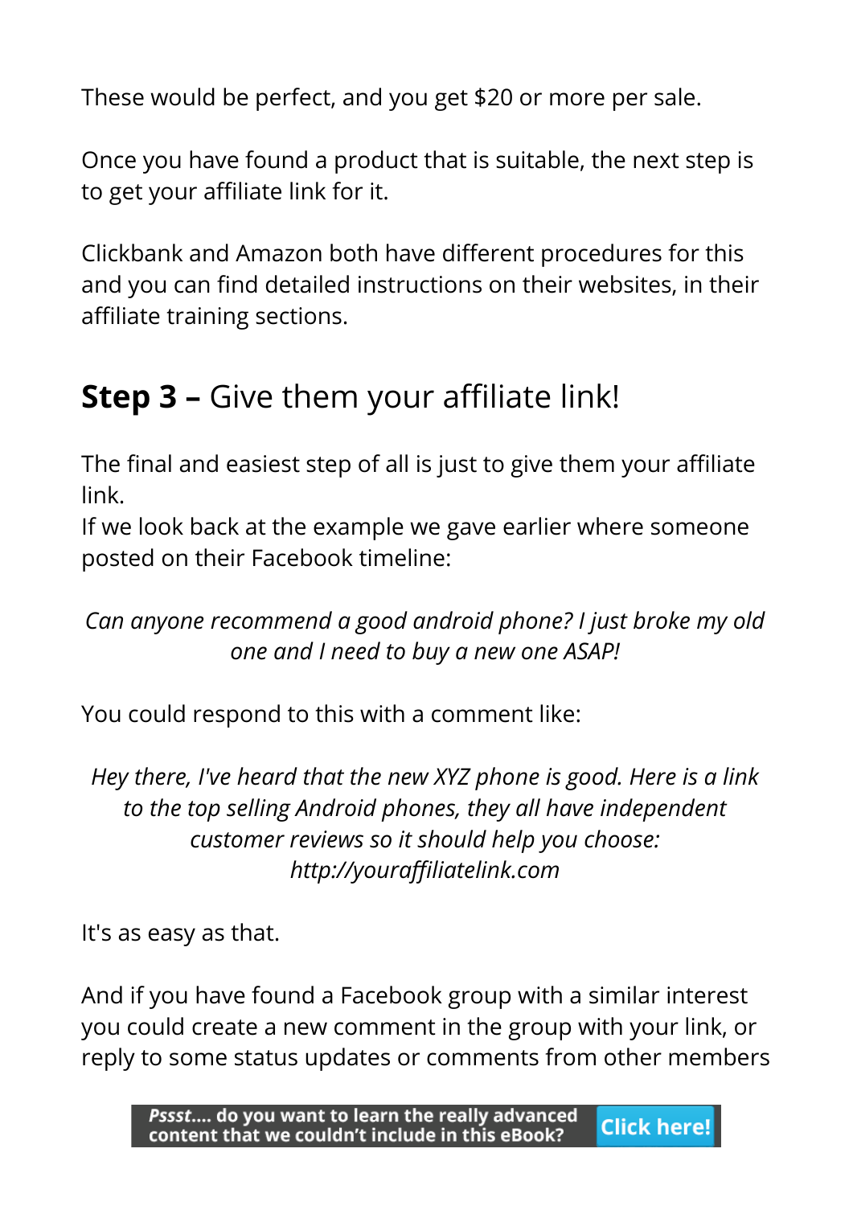These would be perfect, and you get $20 or more per sale.

Once you have found a product that is suitable, the next step is to get your affiliate link for it.

Clickbank and Amazon both have different procedures for this and you can find detailed instructions on their websites, in their affiliate training sections.

## **Step 3 –** Give them your affiliate link!

The final and easiest step of all is just to give them your affiliate link.
If we look back at the example we gave earlier where someone posted on their Facebook timeline:

*Can anyone recommend a good android phone? I just broke my old one and I need to buy a new one ASAP!*

You could respond to this with a comment like:

*Hey there, I've heard that the new XYZ phone is good. Here is a link to the top selling Android phones, they all have independent customer reviews so it should help you choose: http://youraffiliatelink.com*

It's as easy as that.

And if you have found a Facebook group with a similar interest you could create a new comment in the group with your link, or reply to some status updates or comments from other members

***Pssst....* do you want to learn the really advanced content that we couldn't include in this eBook?** **Click here!**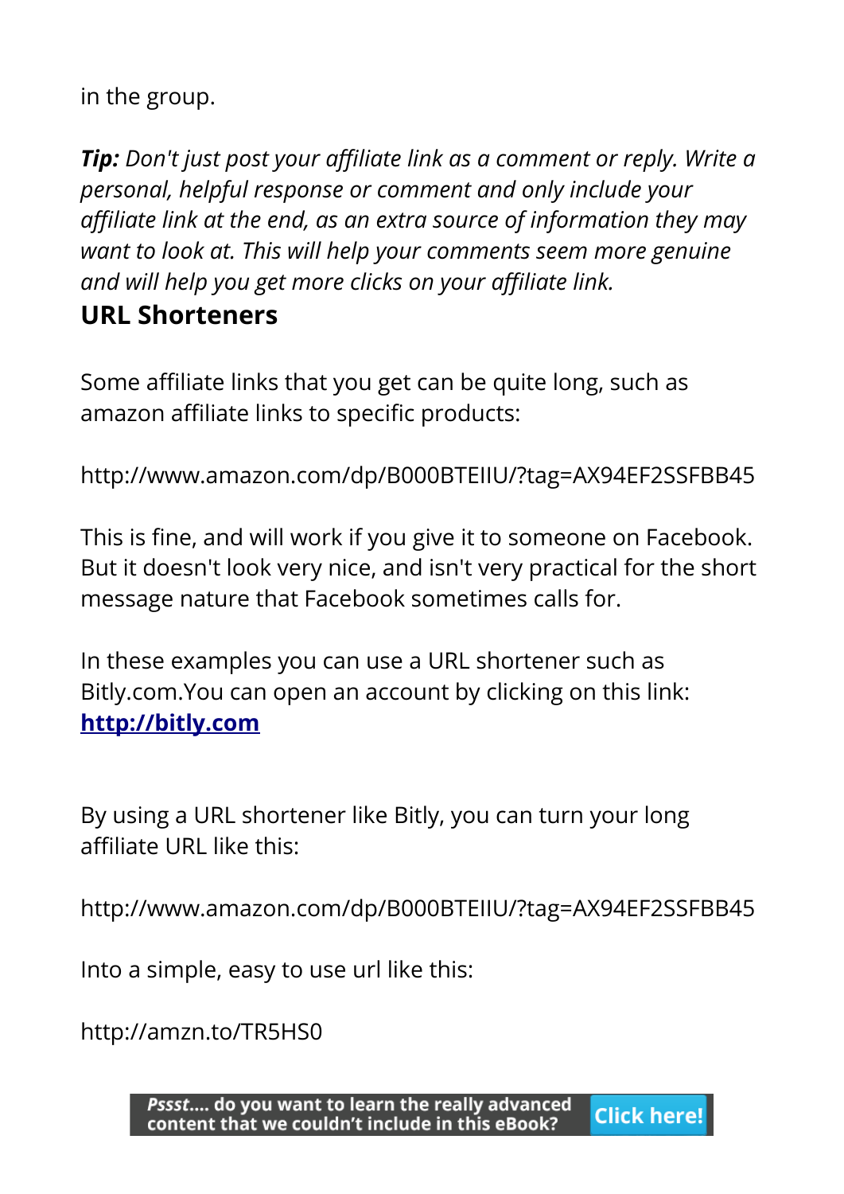in the group.

***Tip:*** *Don't just post your affiliate link as a comment or reply. Write a personal, helpful response or comment and only include your affiliate link at the end, as an extra source of information they may want to look at. This will help your comments seem more genuine and will help you get more clicks on your affiliate link.*

## URL Shorteners

Some affiliate links that you get can be quite long, such as amazon affiliate links to specific products:

http://www.amazon.com/dp/B000BTEIIU/?tag=AX94EF2SSFBB45

This is fine, and will work if you give it to someone on Facebook. But it doesn't look very nice, and isn't very practical for the short message nature that Facebook sometimes calls for.

In these examples you can use a URL shortener such as Bitly.com.You can open an account by clicking on this link: **[http://bitly.com](http://bitly.com)**

By using a URL shortener like Bitly, you can turn your long affiliate URL like this:

http://www.amazon.com/dp/B000BTEIIU/?tag=AX94EF2SSFBB45

Into a simple, easy to use url like this:

http://amzn.to/TR5HS0

***Pssst....*** **do you want to learn the really advanced content that we couldn't include in this eBook? Click here!**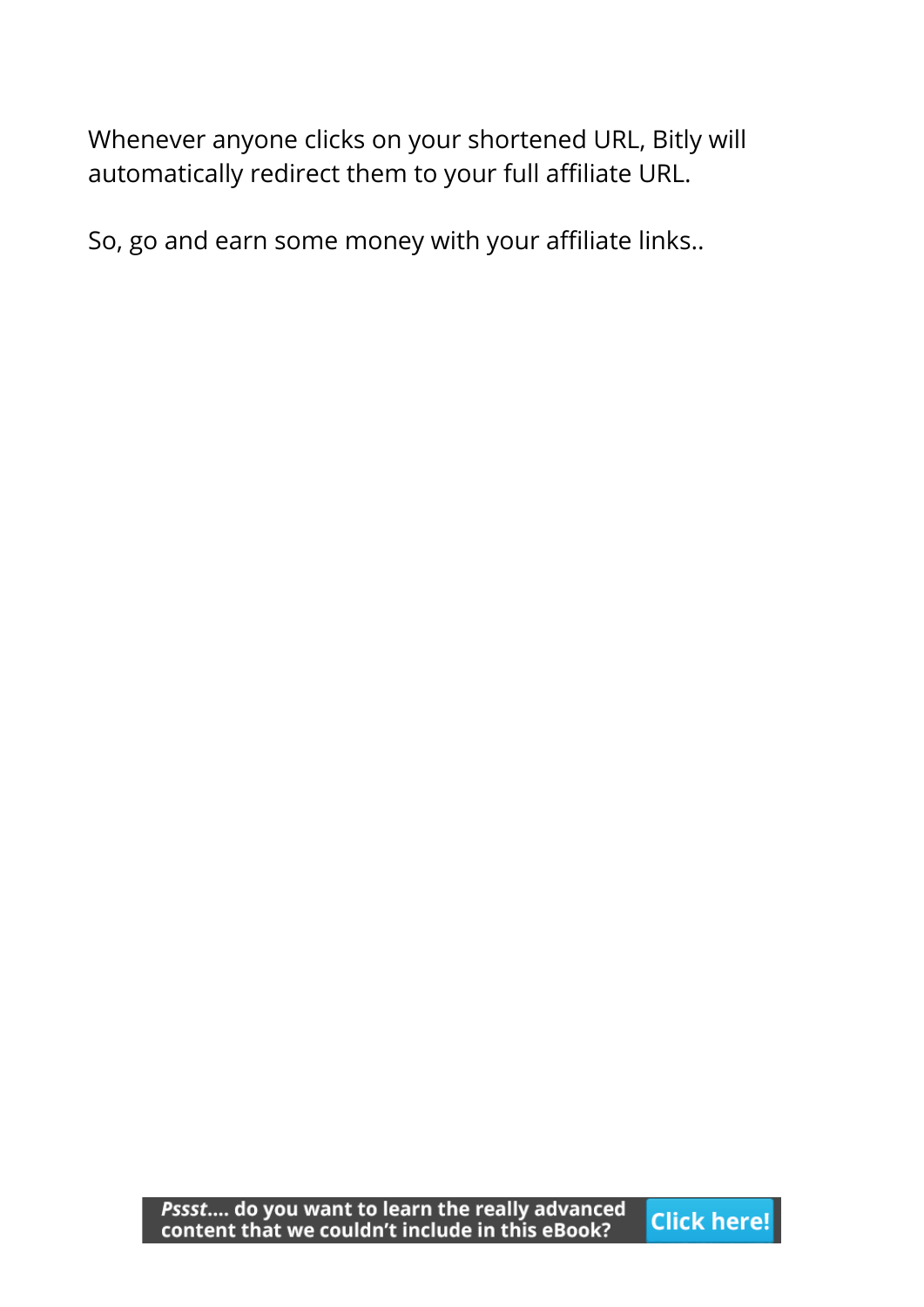Whenever anyone clicks on your shortened URL, Bitly will automatically redirect them to your full affiliate URL.

So, go and earn some money with your affiliate links..

*Pssst*.... do you want to learn the really advanced content that we couldn't include in this eBook? **Click here!**